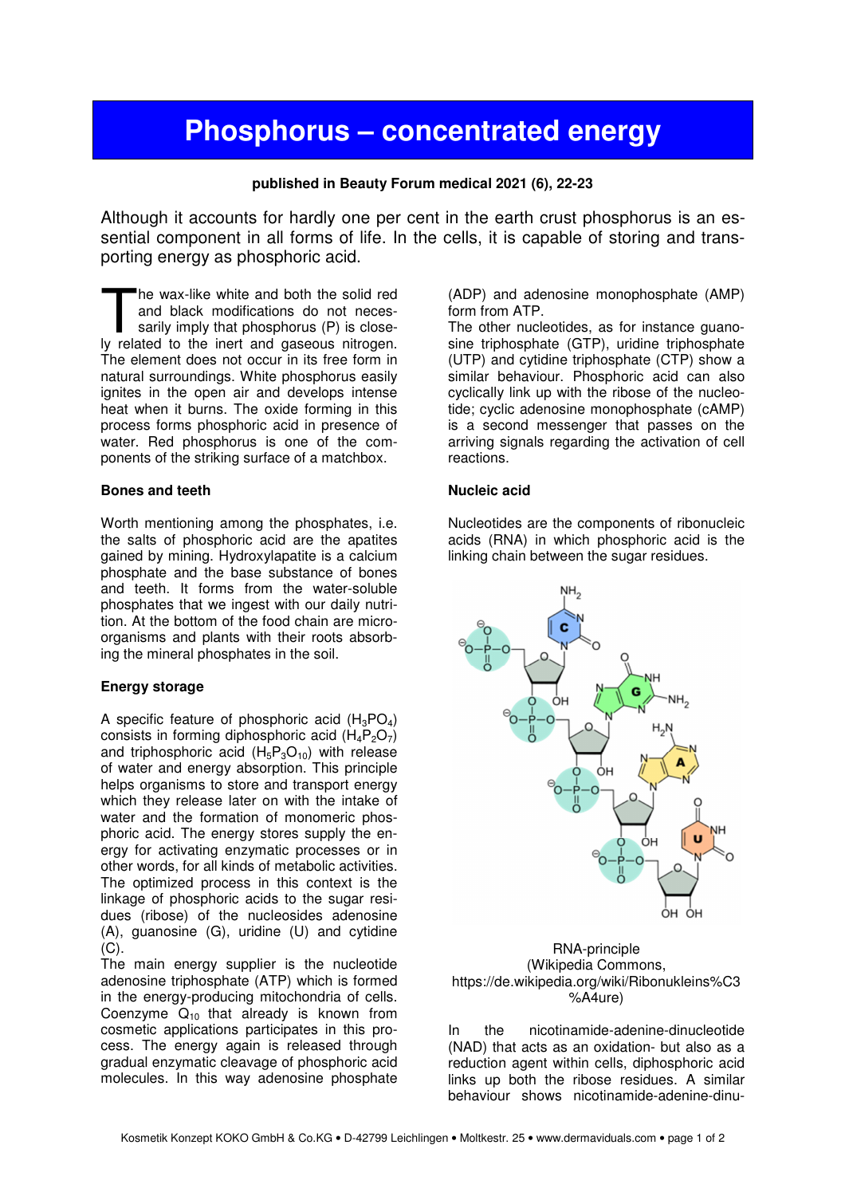# Phosphorus – concentrated energy

**published in Beauty Forum medical 2021 (6), 22-23**

Although it accounts for hardly one per cent in the earth crust phosphorus is an essential component in all forms of life. In the cells, it is capable of storing and transporting energy as phosphoric acid.

The wax-like white and both the solid red and black modifications do not necessarily imply that phosphorus (P) is closely related to the inert and gaseous nitrogen. The element does not occur in its free form in natural surroundings. White phosphorus easily ignites in the open air and develops intense heat when it burns. The oxide forming in this process forms phosphoric acid in presence of water. Red phosphorus is one of the components of the striking surface of a matchbox.

### Bones and teeth

Worth mentioning among the phosphates, i.e. the salts of phosphoric acid are the apatites gained by mining. Hydroxylapatite is a calcium phosphate and the base substance of bones and teeth. It forms from the water-soluble phosphates that we ingest with our daily nutrition. At the bottom of the food chain are microorganisms and plants with their roots absorbing the mineral phosphates in the soil.

### Energy storage

A specific feature of phosphoric acid ($H_3PO_4$) consists in forming diphosphoric acid ($H_4P_2O_7$) and triphosphoric acid ($H_5P_3O_{10}$) with release of water and energy absorption. This principle helps organisms to store and transport energy which they release later on with the intake of water and the formation of monomeric phosphoric acid. The energy stores supply the energy for activating enzymatic processes or in other words, for all kinds of metabolic activities. The optimized process in this context is the linkage of phosphoric acids to the sugar residues (ribose) of the nucleosides adenosine (A), guanosine (G), uridine (U) and cytidine (C).

The main energy supplier is the nucleotide adenosine triphosphate (ATP) which is formed in the energy-producing mitochondria of cells. Coenzyme $Q_{10}$ that already is known from cosmetic applications participates in this process. The energy again is released through gradual enzymatic cleavage of phosphoric acid molecules. In this way adenosine phosphate (ADP) and adenosine monophosphate (AMP) form from ATP.

The other nucleotides, as for instance guanosine triphosphate (GTP), uridine triphosphate (UTP) and cytidine triphosphate (CTP) show a similar behaviour. Phosphoric acid can also cyclically link up with the ribose of the nucleotide; cyclic adenosine monophosphate (cAMP) is a second messenger that passes on the arriving signals regarding the activation of cell reactions.

### Nucleic acid

Nucleotides are the components of ribonucleic acids (RNA) in which phosphoric acid is the linking chain between the sugar residues.

RNA-principle
(Wikipedia Commons, https://de.wikipedia.org/wiki/Ribonukleins%C3%A4ure)

In the nicotinamide-adenine-dinucleotide (NAD) that acts as an oxidation- but also as a reduction agent within cells, diphosphoric acid links up both the ribose residues. A similar behaviour shows nicotinamide-adenine-dinu-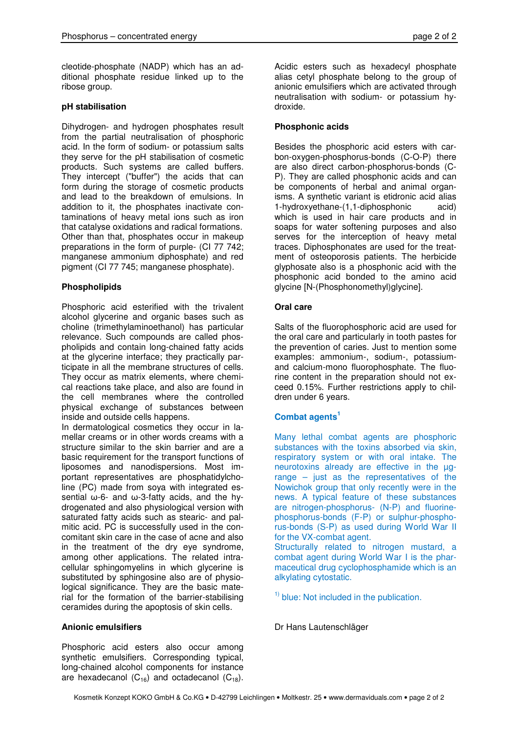cleotide-phosphate (NADP) which has an additional phosphate residue linked up to the ribose group.

**pH stabilisation**

Dihydrogen- and hydrogen phosphates result from the partial neutralisation of phosphoric acid. In the form of sodium- or potassium salts they serve for the pH stabilisation of cosmetic products. Such systems are called buffers. They intercept ("buffer") the acids that can form during the storage of cosmetic products and lead to the breakdown of emulsions. In addition to it, the phosphates inactivate contaminations of heavy metal ions such as iron that catalyse oxidations and radical formations. Other than that, phosphates occur in makeup preparations in the form of purple- (CI 77 742; manganese ammonium diphosphate) and red pigment (CI 77 745; manganese phosphate).

**Phospholipids**

Phosphoric acid esterified with the trivalent alcohol glycerine and organic bases such as choline (trimethylaminoethanol) has particular relevance. Such compounds are called phospholipids and contain long-chained fatty acids at the glycerine interface; they practically participate in all the membrane structures of cells. They occur as matrix elements, where chemical reactions take place, and also are found in the cell membranes where the controlled physical exchange of substances between inside and outside cells happens.

In dermatological cosmetics they occur in lamellar creams or in other words creams with a structure similar to the skin barrier and are a basic requirement for the transport functions of liposomes and nanodispersions. Most important representatives are phosphatidylcholine (PC) made from soya with integrated essential ω-6- and ω-3-fatty acids, and the hydrogenated and also physiological version with saturated fatty acids such as stearic- and palmitic acid. PC is successfully used in the concomitant skin care in the case of acne and also in the treatment of the dry eye syndrome, among other applications. The related intracellular sphingomyelins in which glycerine is substituted by sphingosine also are of physiological significance. They are the basic material for the formation of the barrier-stabilising ceramides during the apoptosis of skin cells.

**Anionic emulsifiers**

Phosphoric acid esters also occur among synthetic emulsifiers. Corresponding typical, long-chained alcohol components for instance are hexadecanol ($C_{16}$) and octadecanol ($C_{18}$). Acidic esters such as hexadecyl phosphate alias cetyl phosphate belong to the group of anionic emulsifiers which are activated through neutralisation with sodium- or potassium hydroxide.

**Phosphonic acids**

Besides the phosphoric acid esters with carbon-oxygen-phosphorus-bonds (C-O-P) there are also direct carbon-phosphorus-bonds (C-P). They are called phosphonic acids and can be components of herbal and animal organisms. A synthetic variant is etidronic acid alias 1-hydroxyethane-(1,1-diphosphonic acid) which is used in hair care products and in soaps for water softening purposes and also serves for the interception of heavy metal traces. Diphosphonates are used for the treatment of osteoporosis patients. The herbicide glyphosate also is a phosphonic acid with the phosphonic acid bonded to the amino acid glycine [N-(Phosphonomethyl)glycine].

**Oral care**

Salts of the fluorophosphoric acid are used for the oral care and particularly in tooth pastes for the prevention of caries. Just to mention some examples: ammonium-, sodium-, potassium- and calcium-mono fluorophosphate. The fluorine content in the preparation should not exceed 0.15%. Further restrictions apply to children under 6 years.

**Combat agents[1]**

Many lethal combat agents are phosphoric substances with the toxins absorbed via skin, respiratory system or with oral intake. The neurotoxins already are effective in the µg-range – just as the representatives of the Nowichok group that only recently were in the news. A typical feature of these substances are nitrogen-phosphorus- (N-P) and fluorine-phosphorus-bonds (F-P) or sulphur-phosphorus-bonds (S-P) as used during World War II for the VX-combat agent.

Structurally related to nitrogen mustard, a combat agent during World War I is the pharmaceutical drug cyclophosphamide which is an alkylating cytostatic.

[1] blue: Not included in the publication.

Dr Hans Lautenschläger